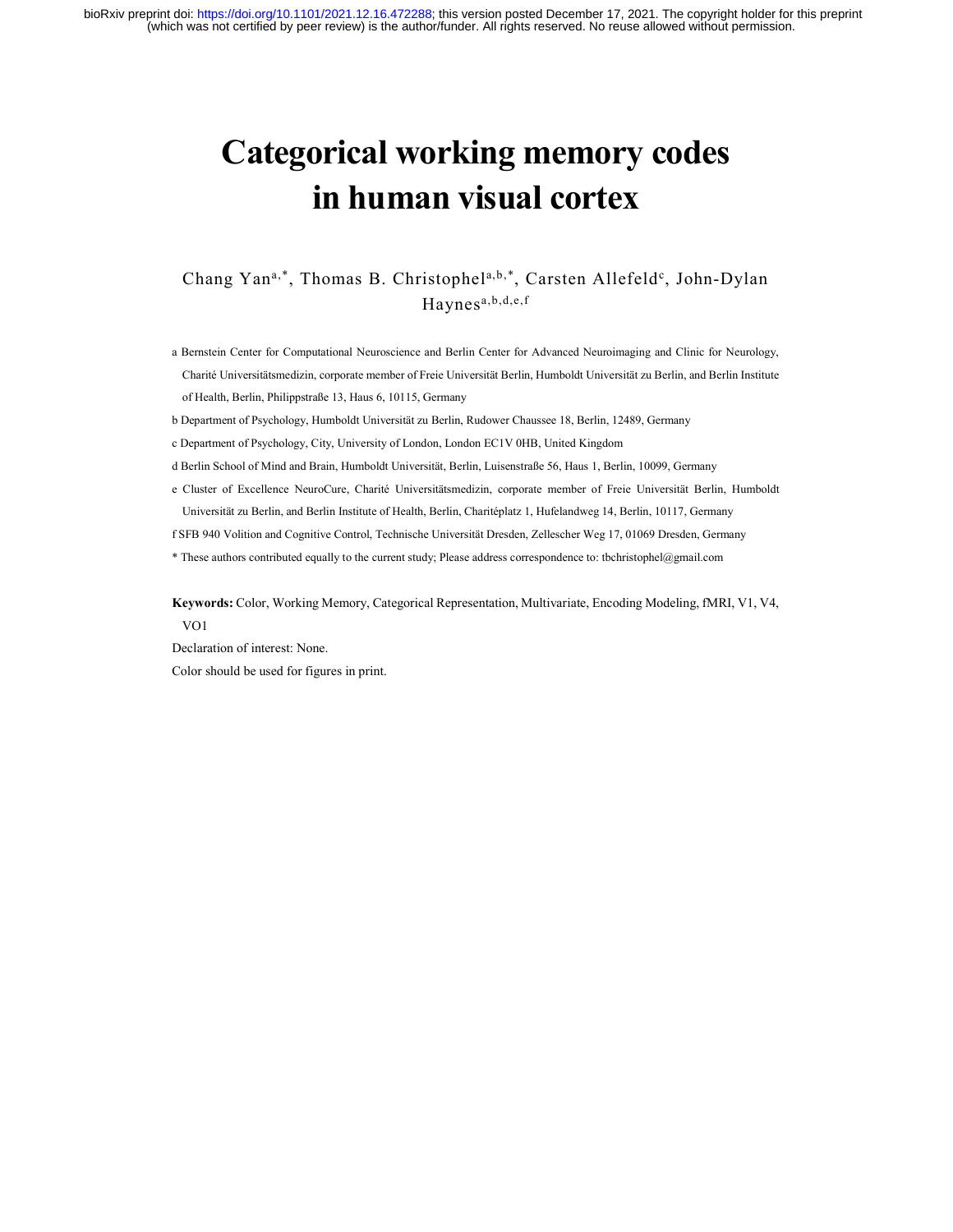# Categorical working memory codes in human visual cortex

Chang Yan[a,*], Thomas B. Christophel[a,b,*], Carsten Allefeld[c], John-Dylan Haynes[a,b,d,e,f]

a Bernstein Center for Computational Neuroscience and Berlin Center for Advanced Neuroimaging and Clinic for Neurology, Charité Universitätsmedizin, corporate member of Freie Universität Berlin, Humboldt Universität zu Berlin, and Berlin Institute of Health, Berlin, Philippstraße 13, Haus 6, 10115, Germany

b Department of Psychology, Humboldt Universität zu Berlin, Rudower Chaussee 18, Berlin, 12489, Germany

c Department of Psychology, City, University of London, London EC1V 0HB, United Kingdom

d Berlin School of Mind and Brain, Humboldt Universität, Berlin, Luisenstraße 56, Haus 1, Berlin, 10099, Germany

e Cluster of Excellence NeuroCure, Charité Universitätsmedizin, corporate member of Freie Universität Berlin, Humboldt Universität zu Berlin, and Berlin Institute of Health, Berlin, Charitéplatz 1, Hufelandweg 14, Berlin, 10117, Germany

f SFB 940 Volition and Cognitive Control, Technische Universität Dresden, Zellescher Weg 17, 01069 Dresden, Germany

* These authors contributed equally to the current study; Please address correspondence to: tbchristophel@gmail.com

**Keywords:** Color, Working Memory, Categorical Representation, Multivariate, Encoding Modeling, fMRI, V1, V4, VO1

Declaration of interest: None.

Color should be used for figures in print.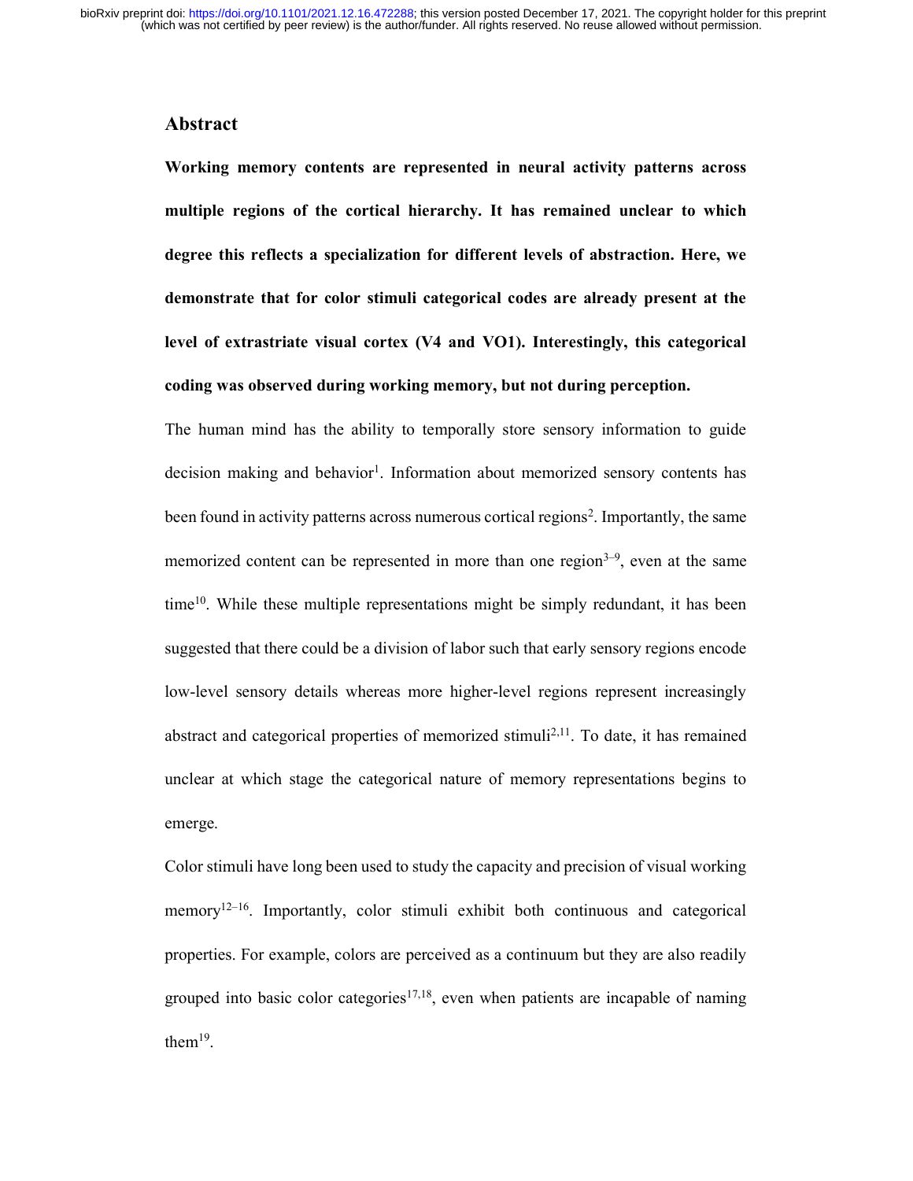## Abstract

**Working memory contents are represented in neural activity patterns across multiple regions of the cortical hierarchy. It has remained unclear to which degree this reflects a specialization for different levels of abstraction. Here, we demonstrate that for color stimuli categorical codes are already present at the level of extrastriate visual cortex (V4 and VO1). Interestingly, this categorical coding was observed during working memory, but not during perception.**

The human mind has the ability to temporally store sensory information to guide decision making and behavior[1]. Information about memorized sensory contents has been found in activity patterns across numerous cortical regions[2]. Importantly, the same memorized content can be represented in more than one region[3–9], even at the same time[10]. While these multiple representations might be simply redundant, it has been suggested that there could be a division of labor such that early sensory regions encode low-level sensory details whereas more higher-level regions represent increasingly abstract and categorical properties of memorized stimuli[2,11]. To date, it has remained unclear at which stage the categorical nature of memory representations begins to emerge.

Color stimuli have long been used to study the capacity and precision of visual working memory[12–16]. Importantly, color stimuli exhibit both continuous and categorical properties. For example, colors are perceived as a continuum but they are also readily grouped into basic color categories[17,18], even when patients are incapable of naming them[19].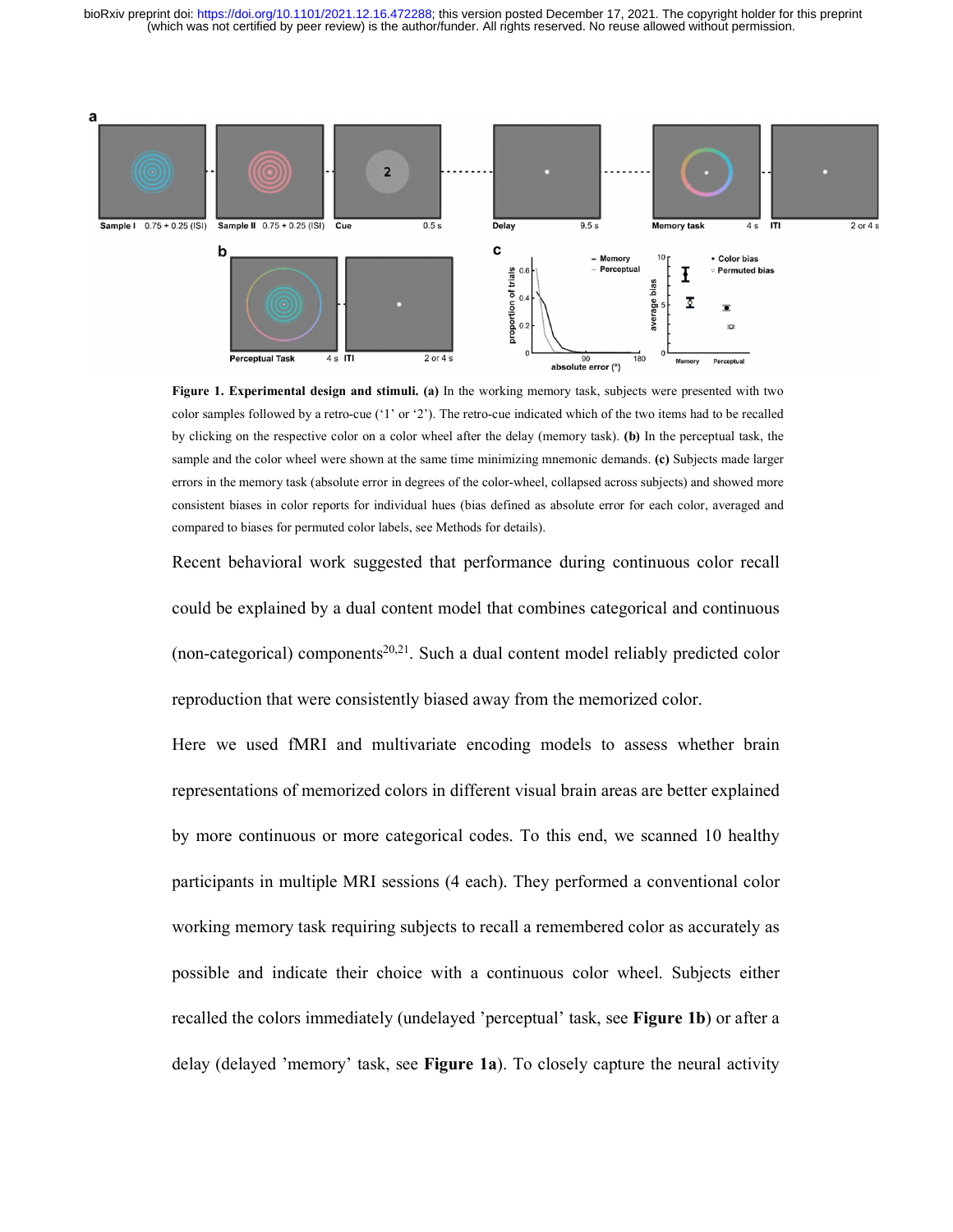**Figure 1. Experimental design and stimuli. (a)** In the working memory task, subjects were presented with two color samples followed by a retro-cue ('1' or '2'). The retro-cue indicated which of the two items had to be recalled by clicking on the respective color on a color wheel after the delay (memory task). **(b)** In the perceptual task, the sample and the color wheel were shown at the same time minimizing mnemonic demands. **(c)** Subjects made larger errors in the memory task (absolute error in degrees of the color-wheel, collapsed across subjects) and showed more consistent biases in color reports for individual hues (bias defined as absolute error for each color, averaged and compared to biases for permuted color labels, see Methods for details).

Recent behavioral work suggested that performance during continuous color recall could be explained by a dual content model that combines categorical and continuous (non-categorical) components[20,21]. Such a dual content model reliably predicted color reproduction that were consistently biased away from the memorized color.

Here we used fMRI and multivariate encoding models to assess whether brain representations of memorized colors in different visual brain areas are better explained by more continuous or more categorical codes. To this end, we scanned 10 healthy participants in multiple MRI sessions (4 each). They performed a conventional color working memory task requiring subjects to recall a remembered color as accurately as possible and indicate their choice with a continuous color wheel. Subjects either recalled the colors immediately (undelayed 'perceptual' task, see **Figure 1b**) or after a delay (delayed 'memory' task, see **Figure 1a**). To closely capture the neural activity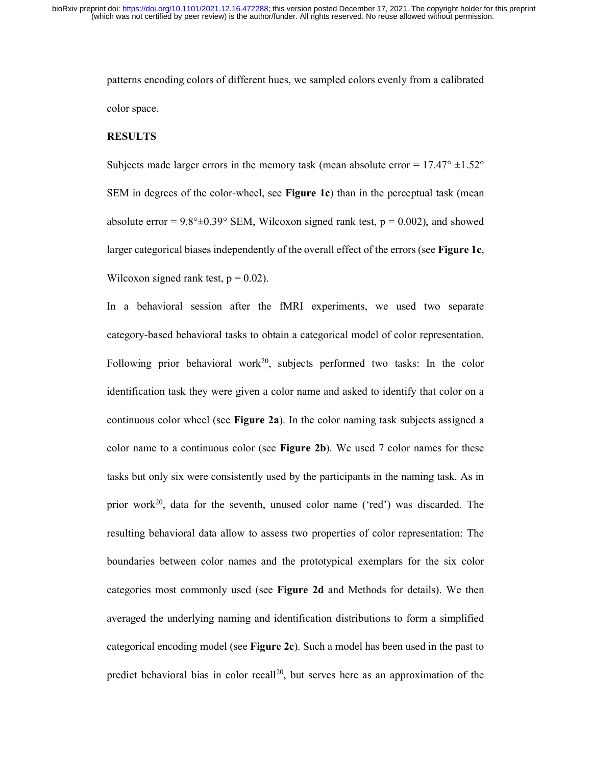patterns encoding colors of different hues, we sampled colors evenly from a calibrated color space.

## RESULTS

Subjects made larger errors in the memory task (mean absolute error = 17.47° ±1.52° SEM in degrees of the color-wheel, see **Figure 1c**) than in the perceptual task (mean absolute error = 9.8°±0.39° SEM, Wilcoxon signed rank test, $p = 0.002$), and showed larger categorical biases independently of the overall effect of the errors (see **Figure 1c**, Wilcoxon signed rank test, $p = 0.02$).

In a behavioral session after the fMRI experiments, we used two separate category-based behavioral tasks to obtain a categorical model of color representation. Following prior behavioral work[20], subjects performed two tasks: In the color identification task they were given a color name and asked to identify that color on a continuous color wheel (see **Figure 2a**). In the color naming task subjects assigned a color name to a continuous color (see **Figure 2b**). We used 7 color names for these tasks but only six were consistently used by the participants in the naming task. As in prior work[20], data for the seventh, unused color name ('red') was discarded. The resulting behavioral data allow to assess two properties of color representation: The boundaries between color names and the prototypical exemplars for the six color categories most commonly used (see **Figure 2d** and Methods for details). We then averaged the underlying naming and identification distributions to form a simplified categorical encoding model (see **Figure 2c**). Such a model has been used in the past to predict behavioral bias in color recall[20], but serves here as an approximation of the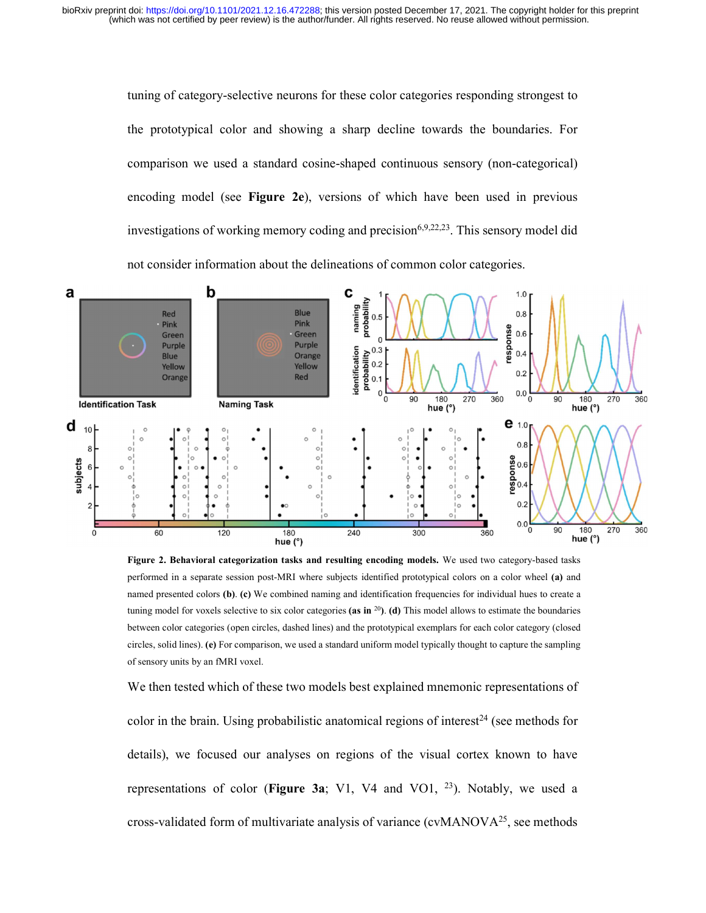tuning of category-selective neurons for these color categories responding strongest to the prototypical color and showing a sharp decline towards the boundaries. For comparison we used a standard cosine-shaped continuous sensory (non-categorical) encoding model (see **Figure 2e**), versions of which have been used in previous investigations of working memory coding and precision[6,9,22,23]. This sensory model did not consider information about the delineations of common color categories.

**Figure 2. Behavioral categorization tasks and resulting encoding models.** We used two category-based tasks performed in a separate session post-MRI where subjects identified prototypical colors on a color wheel **(a)** and named presented colors **(b)**. **(c)** We combined naming and identification frequencies for individual hues to create a tuning model for voxels selective to six color categories **(as in [20])**. **(d)** This model allows to estimate the boundaries between color categories (open circles, dashed lines) and the prototypical exemplars for each color category (closed circles, solid lines). **(e)** For comparison, we used a standard uniform model typically thought to capture the sampling of sensory units by an fMRI voxel.

We then tested which of these two models best explained mnemonic representations of color in the brain. Using probabilistic anatomical regions of interest[24] (see methods for details), we focused our analyses on regions of the visual cortex known to have representations of color (**Figure 3a**; V1, V4 and VO1, [23]). Notably, we used a cross-validated form of multivariate analysis of variance (cvMANOVA[25], see methods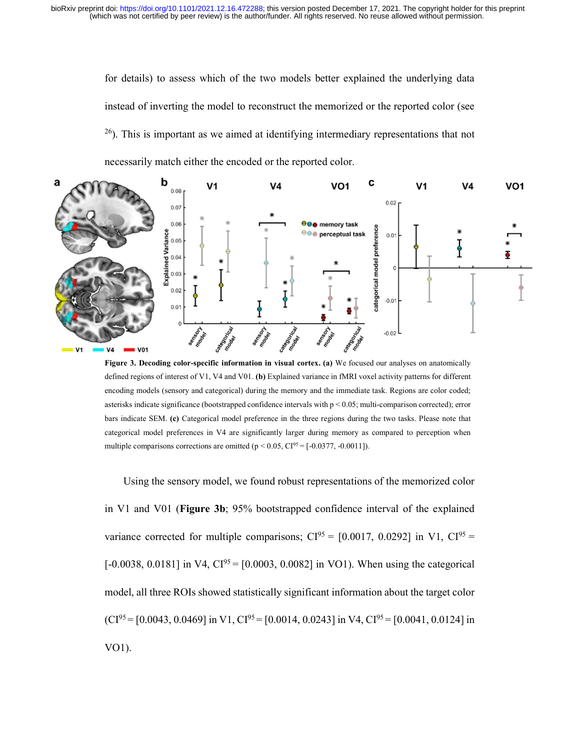for details) to assess which of the two models better explained the underlying data instead of inverting the model to reconstruct the memorized or the reported color (see [26]). This is important as we aimed at identifying intermediary representations that not necessarily match either the encoded or the reported color.

**Figure 3. Decoding color-specific information in visual cortex. (a)** We focused our analyses on anatomically defined regions of interest of V1, V4 and V01. **(b)** Explained variance in fMRI voxel activity patterns for different encoding models (sensory and categorical) during the memory and the immediate task. Regions are color coded; asterisks indicate significance (bootstrapped confidence intervals with $p < 0.05$; multi-comparison corrected); error bars indicate SEM. **(c)** Categorical model preference in the three regions during the two tasks. Please note that categorical model preferences in V4 are significantly larger during memory as compared to perception when multiple comparisons corrections are omitted ($p < 0.05$, $CI^{95} = [-0.0377, -0.0011]$).

Using the sensory model, we found robust representations of the memorized color in V1 and V01 (**Figure 3b**; 95% bootstrapped confidence interval of the explained variance corrected for multiple comparisons; $CI^{95} = [0.0017, 0.0292]$ in V1, $CI^{95} = [-0.0038, 0.0181]$ in V4, $CI^{95} = [0.0003, 0.0082]$ in VO1). When using the categorical model, all three ROIs showed statistically significant information about the target color ($CI^{95} = [0.0043, 0.0469]$ in V1, $CI^{95} = [0.0014, 0.0243]$ in V4, $CI^{95} = [0.0041, 0.0124]$ in VO1).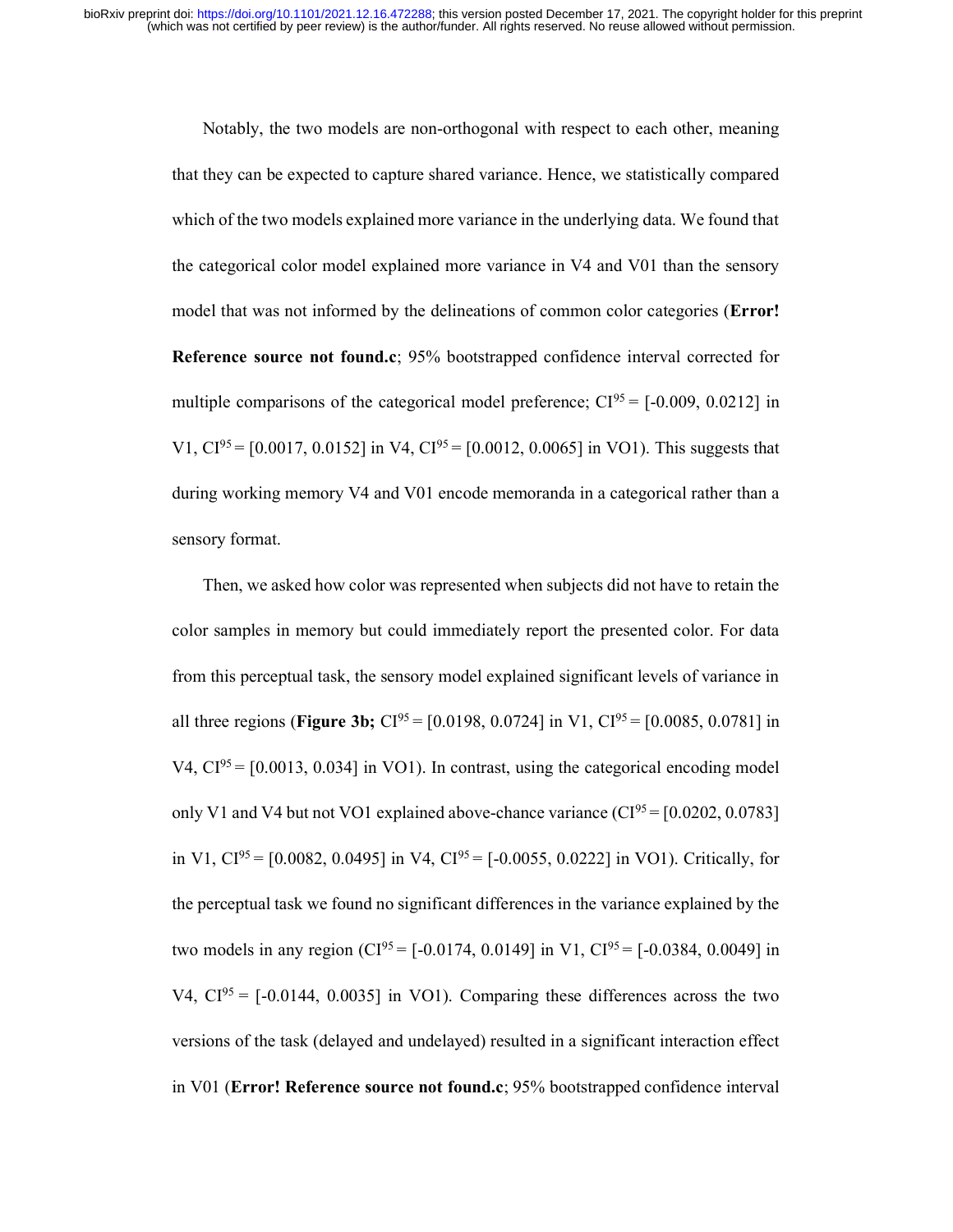Notably, the two models are non-orthogonal with respect to each other, meaning that they can be expected to capture shared variance. Hence, we statistically compared which of the two models explained more variance in the underlying data. We found that the categorical color model explained more variance in V4 and V01 than the sensory model that was not informed by the delineations of common color categories (**Error! Reference source not found.c**; 95% bootstrapped confidence interval corrected for multiple comparisons of the categorical model preference; $CI^{95}$ = [-0.009, 0.0212] in V1, $CI^{95}$ = [0.0017, 0.0152] in V4, $CI^{95}$ = [0.0012, 0.0065] in VO1). This suggests that during working memory V4 and V01 encode memoranda in a categorical rather than a sensory format.

Then, we asked how color was represented when subjects did not have to retain the color samples in memory but could immediately report the presented color. For data from this perceptual task, the sensory model explained significant levels of variance in all three regions (**Figure 3b;** $CI^{95}$ = [0.0198, 0.0724] in V1, $CI^{95}$ = [0.0085, 0.0781] in V4, $CI^{95}$ = [0.0013, 0.034] in VO1). In contrast, using the categorical encoding model only V1 and V4 but not VO1 explained above-chance variance ($CI^{95}$ = [0.0202, 0.0783] in V1, $CI^{95}$ = [0.0082, 0.0495] in V4, $CI^{95}$ = [-0.0055, 0.0222] in VO1). Critically, for the perceptual task we found no significant differences in the variance explained by the two models in any region ($CI^{95}$ = [-0.0174, 0.0149] in V1, $CI^{95}$ = [-0.0384, 0.0049] in V4, $CI^{95}$ = [-0.0144, 0.0035] in VO1). Comparing these differences across the two versions of the task (delayed and undelayed) resulted in a significant interaction effect in V01 (**Error! Reference source not found.c**; 95% bootstrapped confidence interval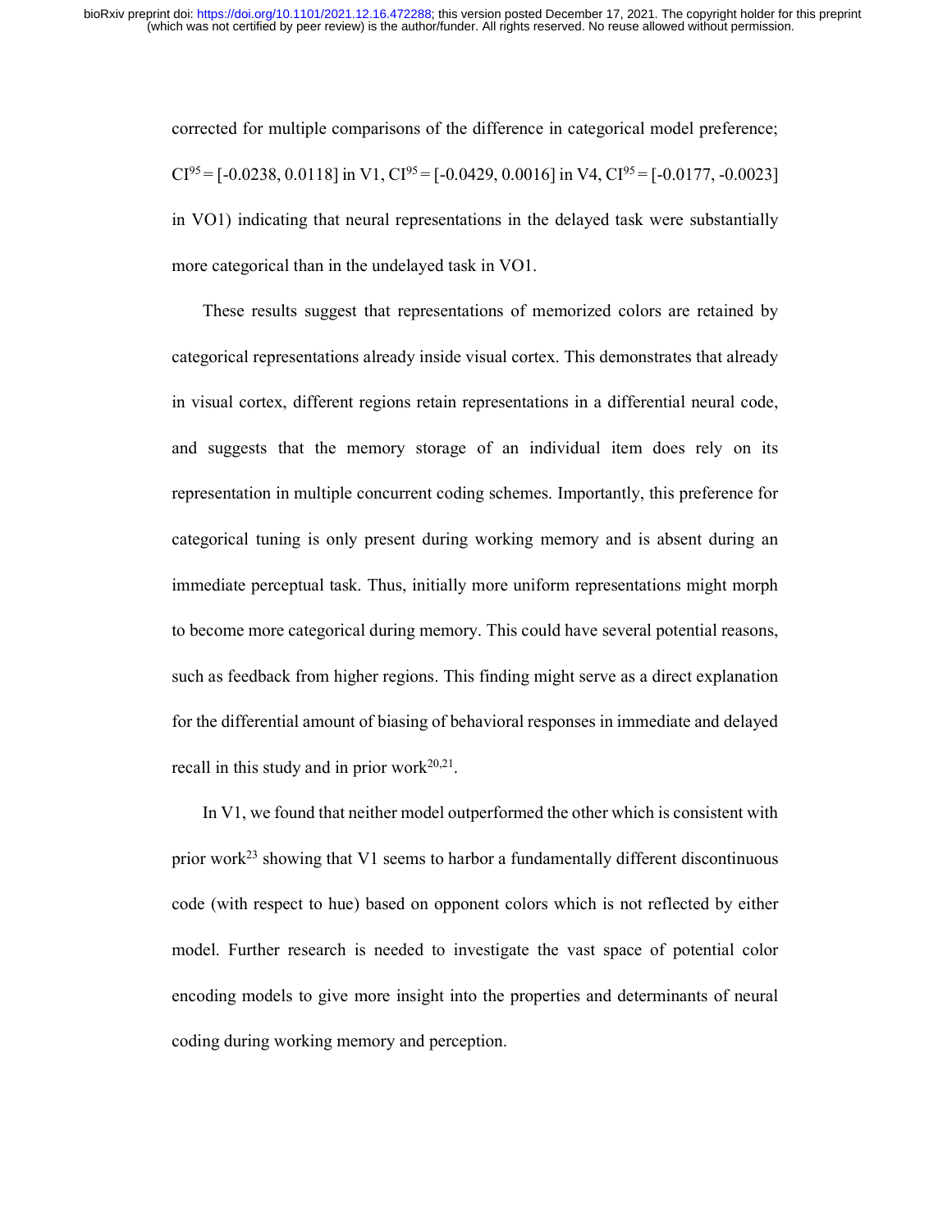corrected for multiple comparisons of the difference in categorical model preference; $CI^{95}$ = [-0.0238, 0.0118] in V1, $CI^{95}$ = [-0.0429, 0.0016] in V4, $CI^{95}$ = [-0.0177, -0.0023] in VO1) indicating that neural representations in the delayed task were substantially more categorical than in the undelayed task in VO1.

These results suggest that representations of memorized colors are retained by categorical representations already inside visual cortex. This demonstrates that already in visual cortex, different regions retain representations in a differential neural code, and suggests that the memory storage of an individual item does rely on its representation in multiple concurrent coding schemes. Importantly, this preference for categorical tuning is only present during working memory and is absent during an immediate perceptual task. Thus, initially more uniform representations might morph to become more categorical during memory. This could have several potential reasons, such as feedback from higher regions. This finding might serve as a direct explanation for the differential amount of biasing of behavioral responses in immediate and delayed recall in this study and in prior work[20,21].

In V1, we found that neither model outperformed the other which is consistent with prior work[23] showing that V1 seems to harbor a fundamentally different discontinuous code (with respect to hue) based on opponent colors which is not reflected by either model. Further research is needed to investigate the vast space of potential color encoding models to give more insight into the properties and determinants of neural coding during working memory and perception.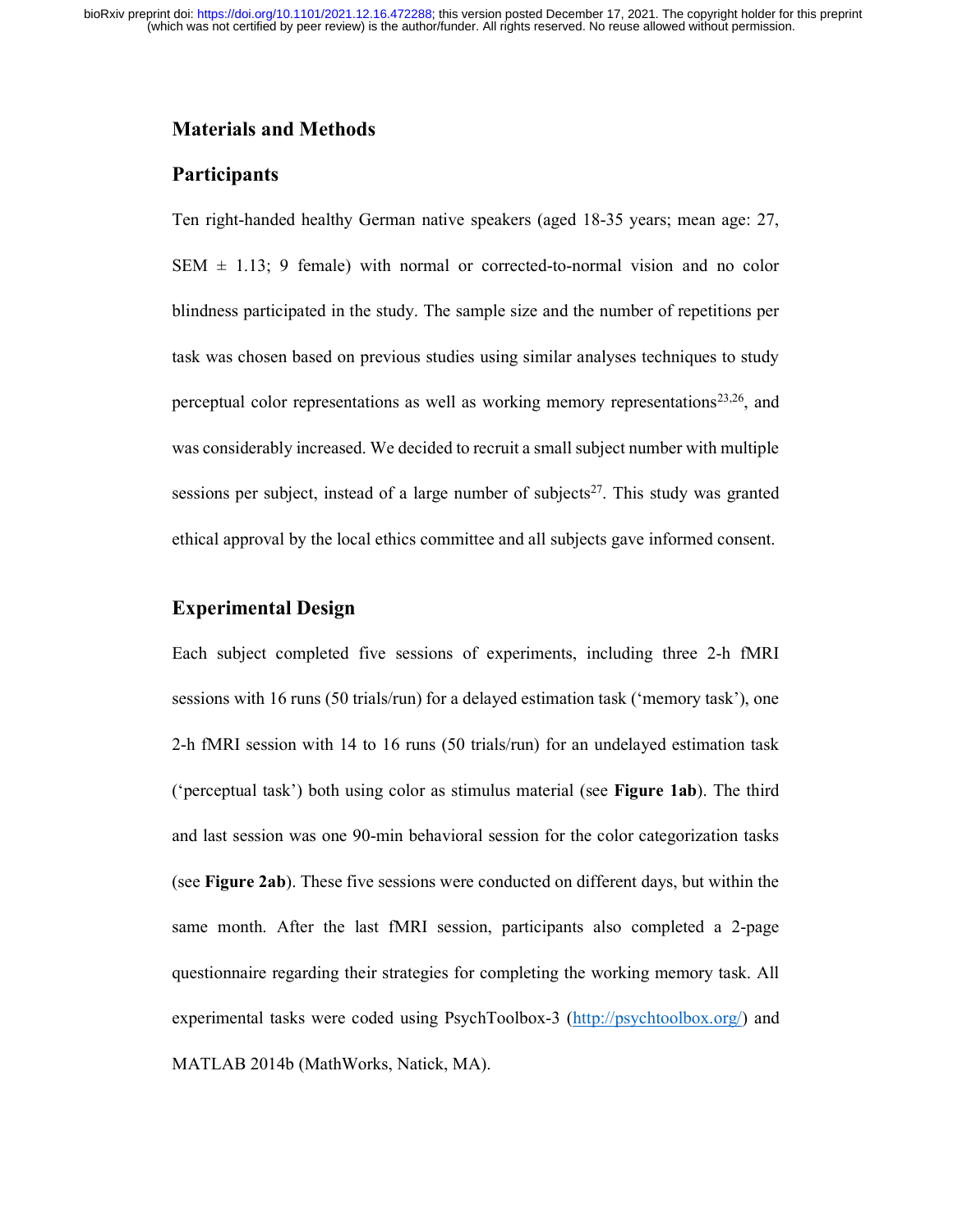## Materials and Methods

### Participants

Ten right-handed healthy German native speakers (aged 18-35 years; mean age: 27, SEM ± 1.13; 9 female) with normal or corrected-to-normal vision and no color blindness participated in the study. The sample size and the number of repetitions per task was chosen based on previous studies using similar analyses techniques to study perceptual color representations as well as working memory representations[23,26], and was considerably increased. We decided to recruit a small subject number with multiple sessions per subject, instead of a large number of subjects[27]. This study was granted ethical approval by the local ethics committee and all subjects gave informed consent.

### Experimental Design

Each subject completed five sessions of experiments, including three 2-h fMRI sessions with 16 runs (50 trials/run) for a delayed estimation task ('memory task'), one 2-h fMRI session with 14 to 16 runs (50 trials/run) for an undelayed estimation task ('perceptual task') both using color as stimulus material (see **Figure 1ab**). The third and last session was one 90-min behavioral session for the color categorization tasks (see **Figure 2ab**). These five sessions were conducted on different days, but within the same month. After the last fMRI session, participants also completed a 2-page questionnaire regarding their strategies for completing the working memory task. All experimental tasks were coded using PsychToolbox-3 (http://psychtoolbox.org/) and MATLAB 2014b (MathWorks, Natick, MA).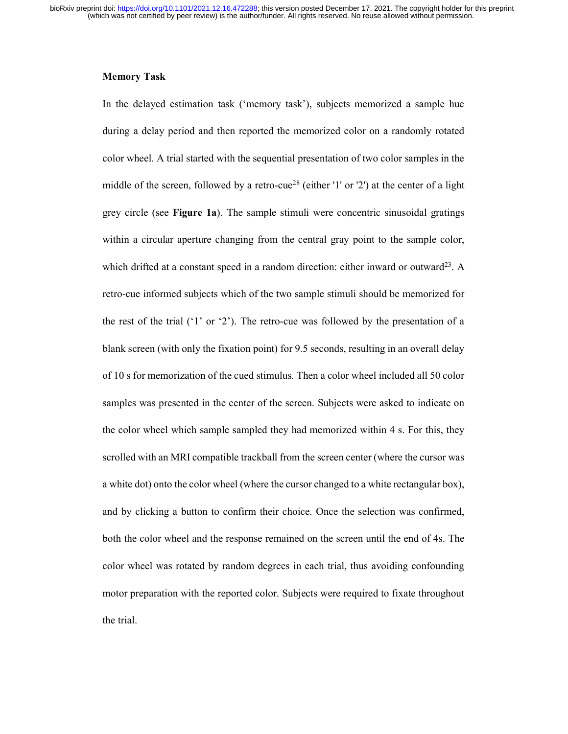**Memory Task**

In the delayed estimation task ('memory task'), subjects memorized a sample hue during a delay period and then reported the memorized color on a randomly rotated color wheel. A trial started with the sequential presentation of two color samples in the middle of the screen, followed by a retro-cue[28] (either '1' or '2') at the center of a light grey circle (see **Figure 1a**). The sample stimuli were concentric sinusoidal gratings within a circular aperture changing from the central gray point to the sample color, which drifted at a constant speed in a random direction: either inward or outward[23]. A retro-cue informed subjects which of the two sample stimuli should be memorized for the rest of the trial ('1' or '2'). The retro-cue was followed by the presentation of a blank screen (with only the fixation point) for 9.5 seconds, resulting in an overall delay of 10 s for memorization of the cued stimulus. Then a color wheel included all 50 color samples was presented in the center of the screen. Subjects were asked to indicate on the color wheel which sample sampled they had memorized within 4 s. For this, they scrolled with an MRI compatible trackball from the screen center (where the cursor was a white dot) onto the color wheel (where the cursor changed to a white rectangular box), and by clicking a button to confirm their choice. Once the selection was confirmed, both the color wheel and the response remained on the screen until the end of 4s. The color wheel was rotated by random degrees in each trial, thus avoiding confounding motor preparation with the reported color. Subjects were required to fixate throughout the trial.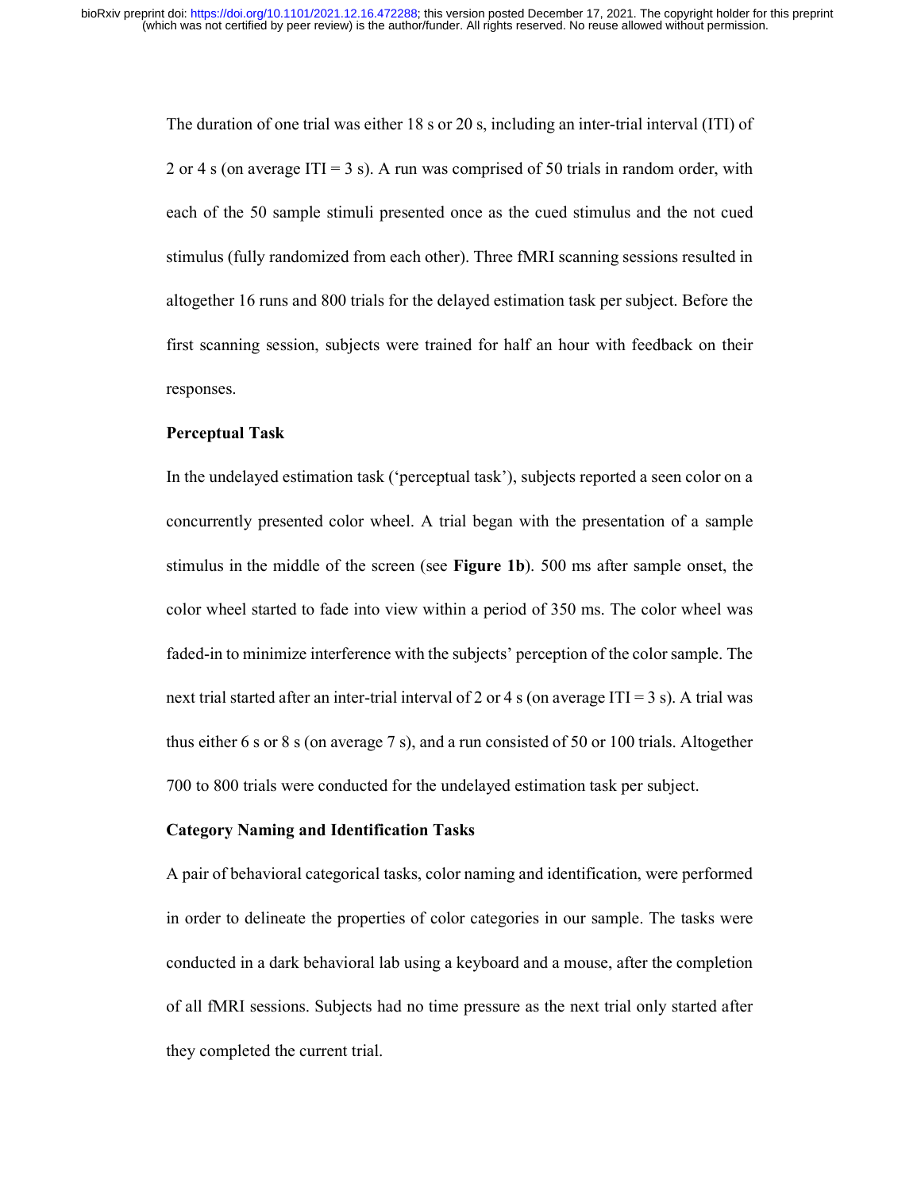The duration of one trial was either 18 s or 20 s, including an inter-trial interval (ITI) of 2 or 4 s (on average ITI = 3 s). A run was comprised of 50 trials in random order, with each of the 50 sample stimuli presented once as the cued stimulus and the not cued stimulus (fully randomized from each other). Three fMRI scanning sessions resulted in altogether 16 runs and 800 trials for the delayed estimation task per subject. Before the first scanning session, subjects were trained for half an hour with feedback on their responses.

### Perceptual Task

In the undelayed estimation task ('perceptual task'), subjects reported a seen color on a concurrently presented color wheel. A trial began with the presentation of a sample stimulus in the middle of the screen (see **Figure 1b**). 500 ms after sample onset, the color wheel started to fade into view within a period of 350 ms. The color wheel was faded-in to minimize interference with the subjects' perception of the color sample. The next trial started after an inter-trial interval of 2 or 4 s (on average ITI = 3 s). A trial was thus either 6 s or 8 s (on average 7 s), and a run consisted of 50 or 100 trials. Altogether 700 to 800 trials were conducted for the undelayed estimation task per subject.

### Category Naming and Identification Tasks

A pair of behavioral categorical tasks, color naming and identification, were performed in order to delineate the properties of color categories in our sample. The tasks were conducted in a dark behavioral lab using a keyboard and a mouse, after the completion of all fMRI sessions. Subjects had no time pressure as the next trial only started after they completed the current trial.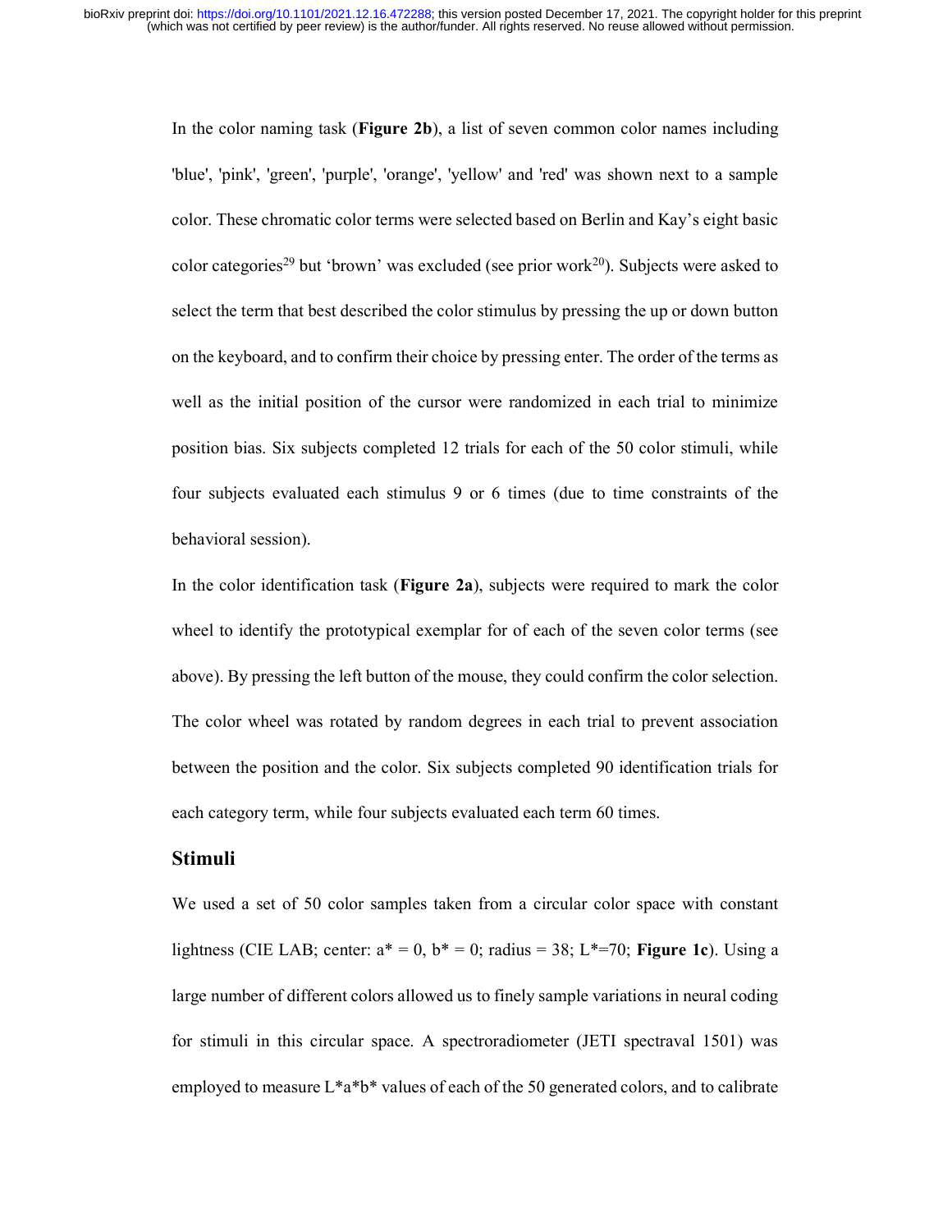In the color naming task (**Figure 2b**), a list of seven common color names including 'blue', 'pink', 'green', 'purple', 'orange', 'yellow' and 'red' was shown next to a sample color. These chromatic color terms were selected based on Berlin and Kay's eight basic color categories[29] but 'brown' was excluded (see prior work[20]). Subjects were asked to select the term that best described the color stimulus by pressing the up or down button on the keyboard, and to confirm their choice by pressing enter. The order of the terms as well as the initial position of the cursor were randomized in each trial to minimize position bias. Six subjects completed 12 trials for each of the 50 color stimuli, while four subjects evaluated each stimulus 9 or 6 times (due to time constraints of the behavioral session).

In the color identification task (**Figure 2a**), subjects were required to mark the color wheel to identify the prototypical exemplar for of each of the seven color terms (see above). By pressing the left button of the mouse, they could confirm the color selection. The color wheel was rotated by random degrees in each trial to prevent association between the position and the color. Six subjects completed 90 identification trials for each category term, while four subjects evaluated each term 60 times.

## Stimuli

We used a set of 50 color samples taken from a circular color space with constant lightness (CIE LAB; center: $a^* = 0$, $b^* = 0$; radius = 38; $L^*=70$; **Figure 1c**). Using a large number of different colors allowed us to finely sample variations in neural coding for stimuli in this circular space. A spectroradiometer (JETI spectraval 1501) was employed to measure $L^*a^*b^*$ values of each of the 50 generated colors, and to calibrate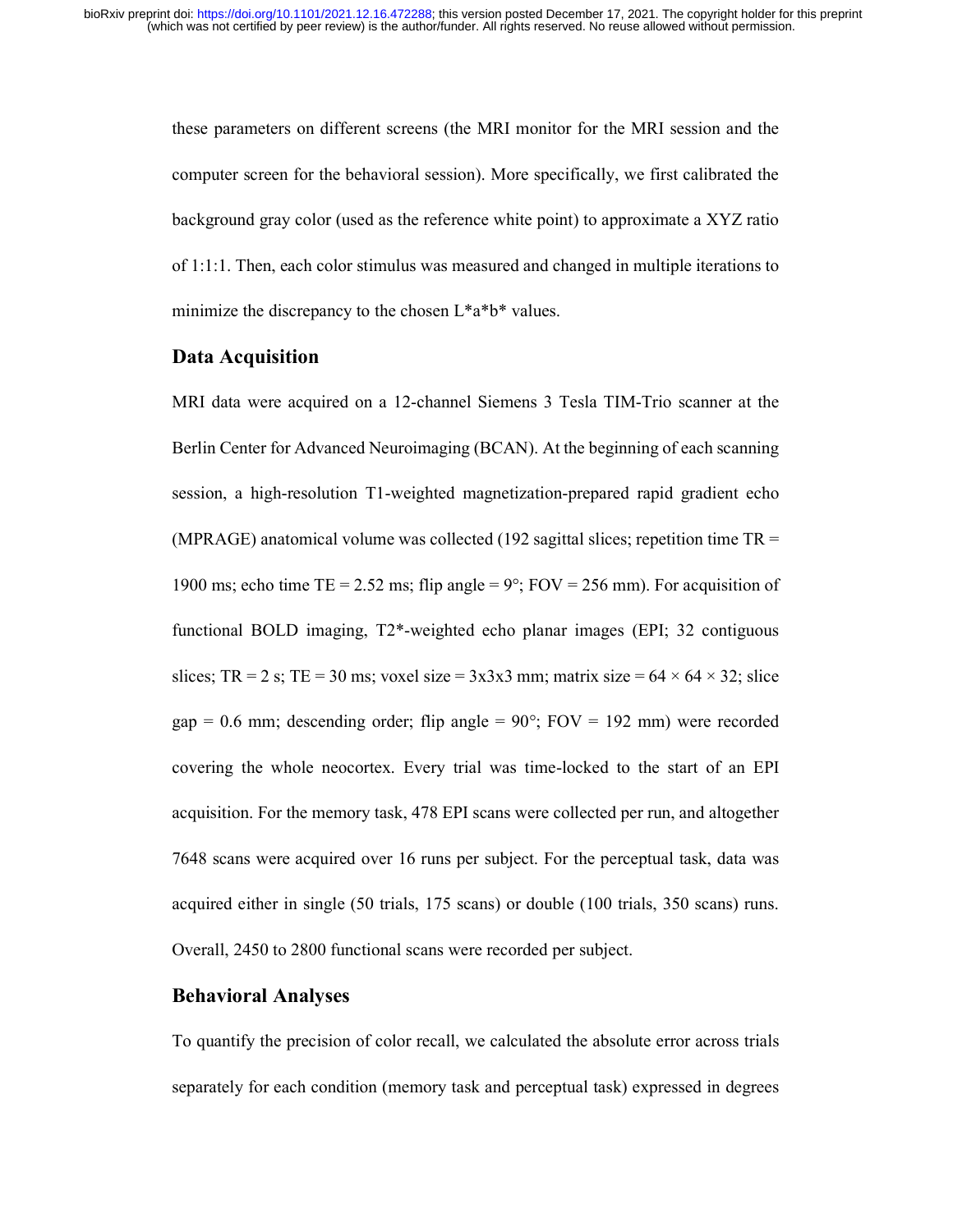these parameters on different screens (the MRI monitor for the MRI session and the computer screen for the behavioral session). More specifically, we first calibrated the background gray color (used as the reference white point) to approximate a XYZ ratio of 1:1:1. Then, each color stimulus was measured and changed in multiple iterations to minimize the discrepancy to the chosen L*a*b* values.

## Data Acquisition

MRI data were acquired on a 12-channel Siemens 3 Tesla TIM-Trio scanner at the Berlin Center for Advanced Neuroimaging (BCAN). At the beginning of each scanning session, a high-resolution T1-weighted magnetization-prepared rapid gradient echo (MPRAGE) anatomical volume was collected (192 sagittal slices; repetition time TR = 1900 ms; echo time TE = 2.52 ms; flip angle = 9°; FOV = 256 mm). For acquisition of functional BOLD imaging, T2*-weighted echo planar images (EPI; 32 contiguous slices; TR = 2 s; TE = 30 ms; voxel size = 3x3x3 mm; matrix size = $64 \times 64 \times 32$; slice gap = 0.6 mm; descending order; flip angle = 90°; FOV = 192 mm) were recorded covering the whole neocortex. Every trial was time-locked to the start of an EPI acquisition. For the memory task, 478 EPI scans were collected per run, and altogether 7648 scans were acquired over 16 runs per subject. For the perceptual task, data was acquired either in single (50 trials, 175 scans) or double (100 trials, 350 scans) runs. Overall, 2450 to 2800 functional scans were recorded per subject.

## Behavioral Analyses

To quantify the precision of color recall, we calculated the absolute error across trials separately for each condition (memory task and perceptual task) expressed in degrees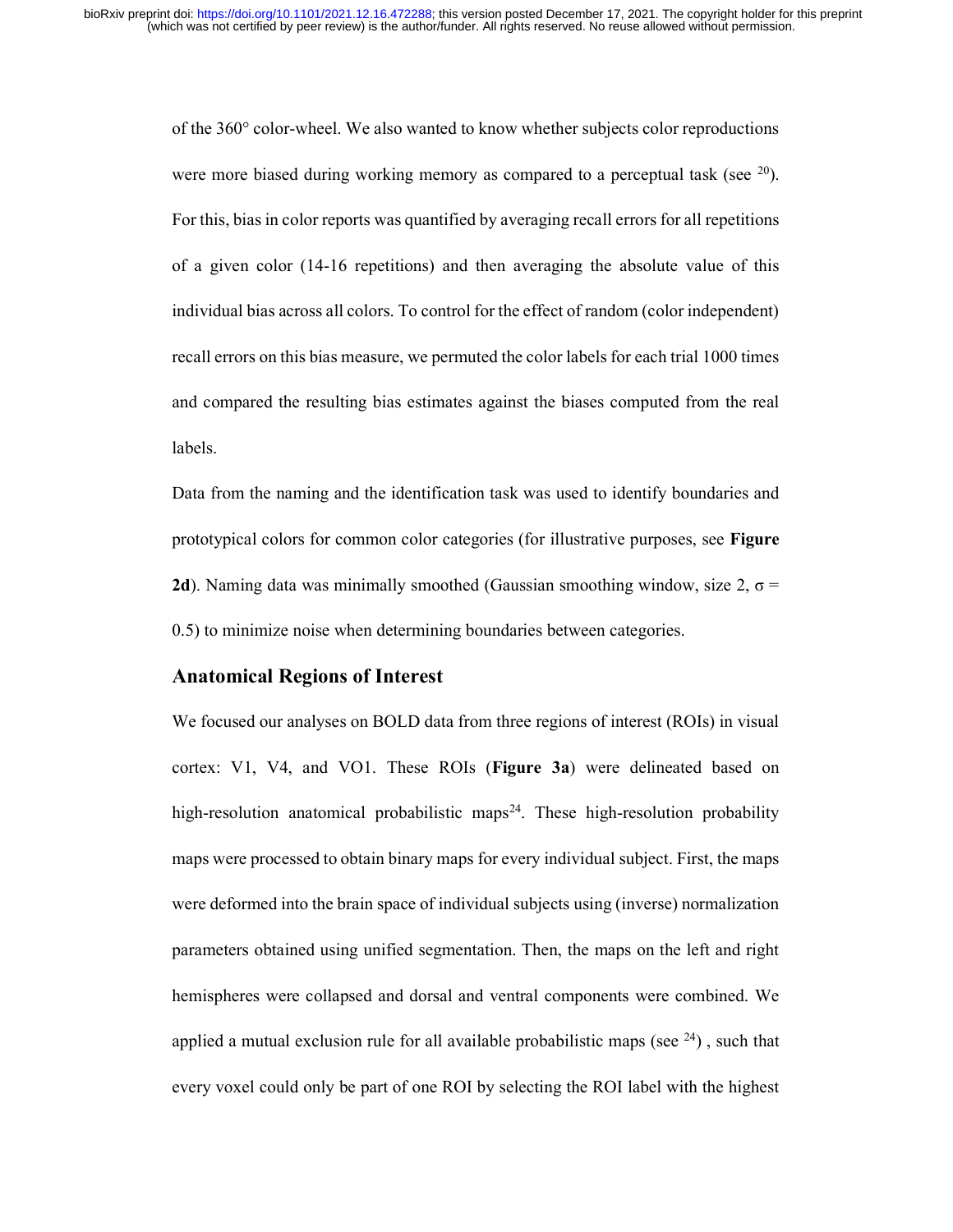of the 360° color-wheel. We also wanted to know whether subjects color reproductions were more biased during working memory as compared to a perceptual task (see [20]). For this, bias in color reports was quantified by averaging recall errors for all repetitions of a given color (14-16 repetitions) and then averaging the absolute value of this individual bias across all colors. To control for the effect of random (color independent) recall errors on this bias measure, we permuted the color labels for each trial 1000 times and compared the resulting bias estimates against the biases computed from the real labels.

Data from the naming and the identification task was used to identify boundaries and prototypical colors for common color categories (for illustrative purposes, see **Figure 2d**). Naming data was minimally smoothed (Gaussian smoothing window, size 2, $\sigma = 0.5$) to minimize noise when determining boundaries between categories.

## Anatomical Regions of Interest

We focused our analyses on BOLD data from three regions of interest (ROIs) in visual cortex: V1, V4, and VO1. These ROIs (**Figure 3a**) were delineated based on high-resolution anatomical probabilistic maps[24]. These high-resolution probability maps were processed to obtain binary maps for every individual subject. First, the maps were deformed into the brain space of individual subjects using (inverse) normalization parameters obtained using unified segmentation. Then, the maps on the left and right hemispheres were collapsed and dorsal and ventral components were combined. We applied a mutual exclusion rule for all available probabilistic maps (see [24]) , such that every voxel could only be part of one ROI by selecting the ROI label with the highest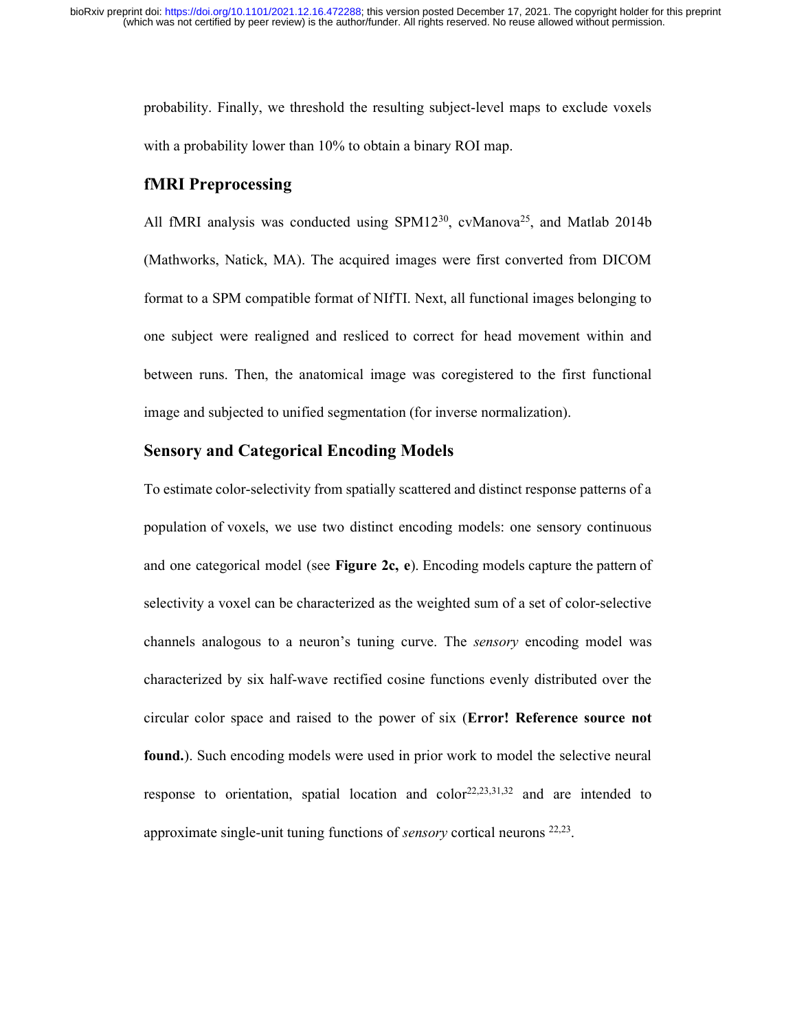probability. Finally, we threshold the resulting subject-level maps to exclude voxels with a probability lower than 10% to obtain a binary ROI map.

## fMRI Preprocessing

All fMRI analysis was conducted using SPM12[30], cvManova[25], and Matlab 2014b (Mathworks, Natick, MA). The acquired images were first converted from DICOM format to a SPM compatible format of NIfTI. Next, all functional images belonging to one subject were realigned and resliced to correct for head movement within and between runs. Then, the anatomical image was coregistered to the first functional image and subjected to unified segmentation (for inverse normalization).

## Sensory and Categorical Encoding Models

To estimate color-selectivity from spatially scattered and distinct response patterns of a population of voxels, we use two distinct encoding models: one sensory continuous and one categorical model (see **Figure 2c, e**). Encoding models capture the pattern of selectivity a voxel can be characterized as the weighted sum of a set of color-selective channels analogous to a neuron's tuning curve. The *sensory* encoding model was characterized by six half-wave rectified cosine functions evenly distributed over the circular color space and raised to the power of six (**Error! Reference source not found.**). Such encoding models were used in prior work to model the selective neural response to orientation, spatial location and color[22,23,31,32] and are intended to approximate single-unit tuning functions of *sensory* cortical neurons [22,23].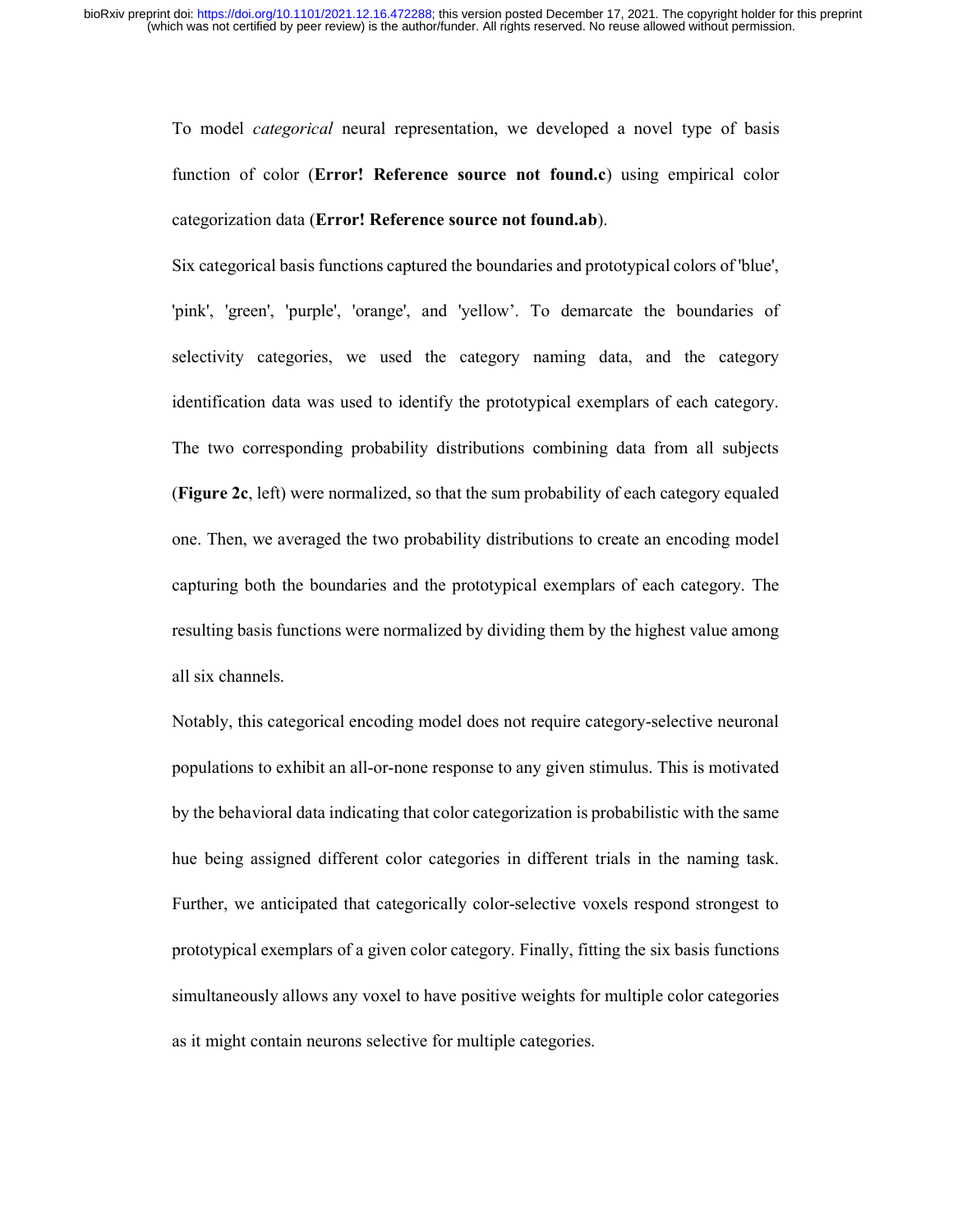To model *categorical* neural representation, we developed a novel type of basis function of color (**Error! Reference source not found.c**) using empirical color categorization data (**Error! Reference source not found.ab**).

Six categorical basis functions captured the boundaries and prototypical colors of 'blue', 'pink', 'green', 'purple', 'orange', and 'yellow'. To demarcate the boundaries of selectivity categories, we used the category naming data, and the category identification data was used to identify the prototypical exemplars of each category. The two corresponding probability distributions combining data from all subjects (**Figure 2c**, left) were normalized, so that the sum probability of each category equaled one. Then, we averaged the two probability distributions to create an encoding model capturing both the boundaries and the prototypical exemplars of each category. The resulting basis functions were normalized by dividing them by the highest value among all six channels.

Notably, this categorical encoding model does not require category-selective neuronal populations to exhibit an all-or-none response to any given stimulus. This is motivated by the behavioral data indicating that color categorization is probabilistic with the same hue being assigned different color categories in different trials in the naming task. Further, we anticipated that categorically color-selective voxels respond strongest to prototypical exemplars of a given color category. Finally, fitting the six basis functions simultaneously allows any voxel to have positive weights for multiple color categories as it might contain neurons selective for multiple categories.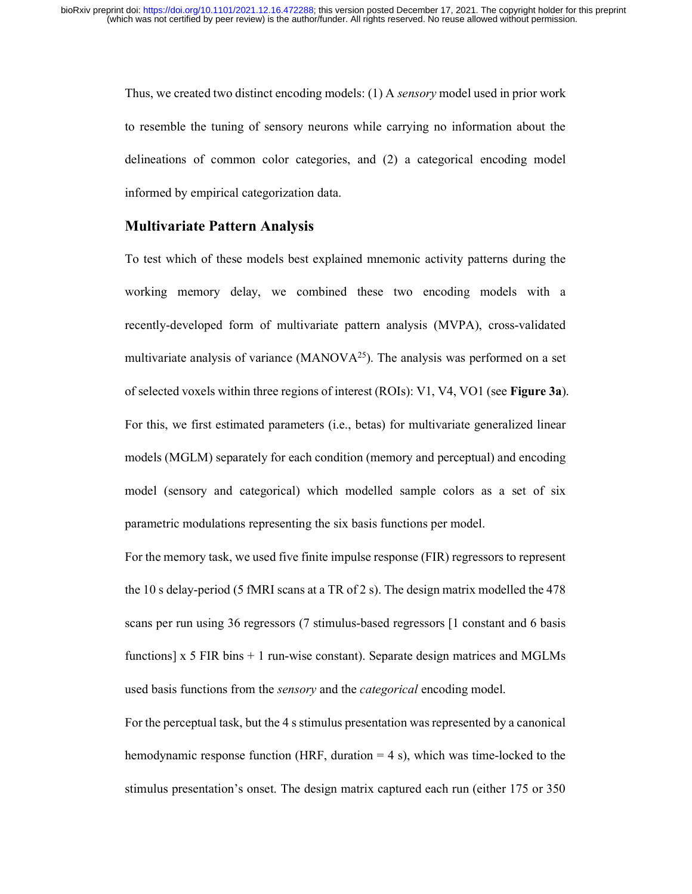Thus, we created two distinct encoding models: (1) A *sensory* model used in prior work to resemble the tuning of sensory neurons while carrying no information about the delineations of common color categories, and (2) a categorical encoding model informed by empirical categorization data.

## Multivariate Pattern Analysis

To test which of these models best explained mnemonic activity patterns during the working memory delay, we combined these two encoding models with a recently-developed form of multivariate pattern analysis (MVPA), cross-validated multivariate analysis of variance (MANOVA[25]). The analysis was performed on a set of selected voxels within three regions of interest (ROIs): V1, V4, VO1 (see **Figure 3a**). For this, we first estimated parameters (i.e., betas) for multivariate generalized linear models (MGLM) separately for each condition (memory and perceptual) and encoding model (sensory and categorical) which modelled sample colors as a set of six parametric modulations representing the six basis functions per model.

For the memory task, we used five finite impulse response (FIR) regressors to represent the 10 s delay-period (5 fMRI scans at a TR of 2 s). The design matrix modelled the 478 scans per run using 36 regressors (7 stimulus-based regressors [1 constant and 6 basis functions] x 5 FIR bins + 1 run-wise constant). Separate design matrices and MGLMs used basis functions from the *sensory* and the *categorical* encoding model.

For the perceptual task, but the 4 s stimulus presentation was represented by a canonical hemodynamic response function (HRF, duration = 4 s), which was time-locked to the stimulus presentation's onset. The design matrix captured each run (either 175 or 350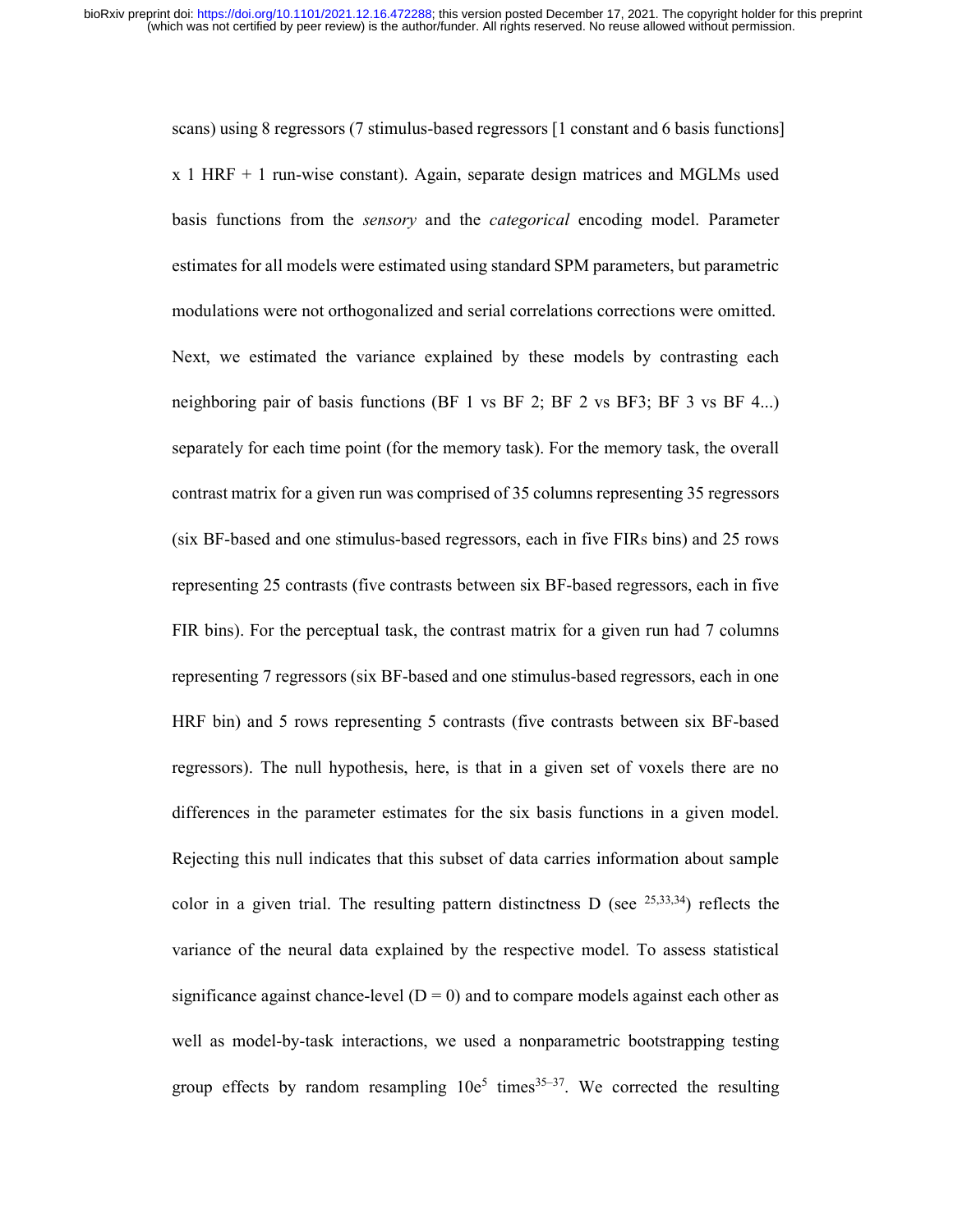scans) using 8 regressors (7 stimulus-based regressors [1 constant and 6 basis functions] x 1 HRF + 1 run-wise constant). Again, separate design matrices and MGLMs used basis functions from the *sensory* and the *categorical* encoding model. Parameter estimates for all models were estimated using standard SPM parameters, but parametric modulations were not orthogonalized and serial correlations corrections were omitted. Next, we estimated the variance explained by these models by contrasting each neighboring pair of basis functions (BF 1 vs BF 2; BF 2 vs BF3; BF 3 vs BF 4...) separately for each time point (for the memory task). For the memory task, the overall contrast matrix for a given run was comprised of 35 columns representing 35 regressors (six BF-based and one stimulus-based regressors, each in five FIRs bins) and 25 rows representing 25 contrasts (five contrasts between six BF-based regressors, each in five FIR bins). For the perceptual task, the contrast matrix for a given run had 7 columns representing 7 regressors (six BF-based and one stimulus-based regressors, each in one HRF bin) and 5 rows representing 5 contrasts (five contrasts between six BF-based regressors). The null hypothesis, here, is that in a given set of voxels there are no differences in the parameter estimates for the six basis functions in a given model. Rejecting this null indicates that this subset of data carries information about sample color in a given trial. The resulting pattern distinctness D (see [25,33,34]) reflects the variance of the neural data explained by the respective model. To assess statistical significance against chance-level ($D = 0$) and to compare models against each other as well as model-by-task interactions, we used a nonparametric bootstrapping testing group effects by random resampling $10e^5$ times[35–37]. We corrected the resulting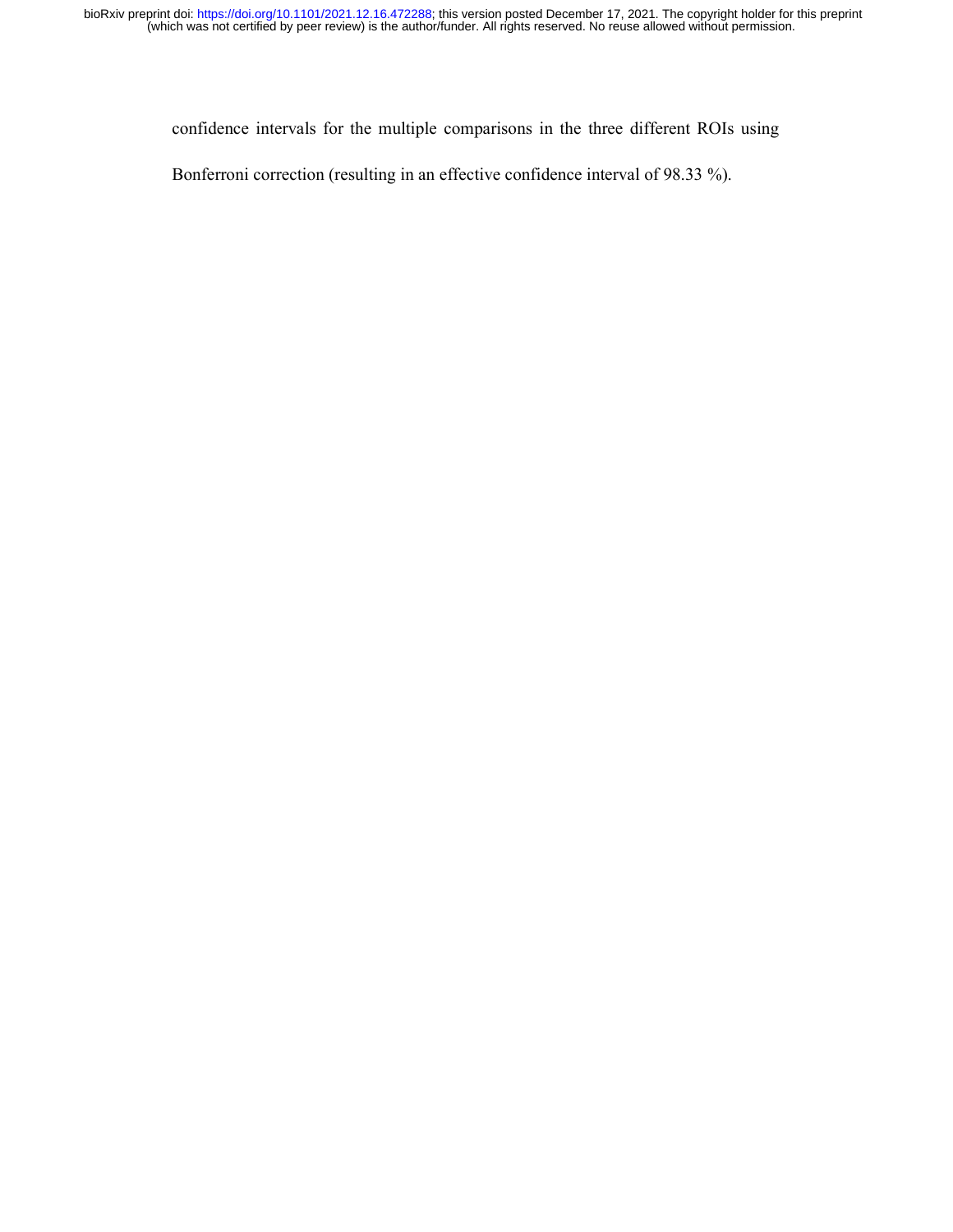confidence intervals for the multiple comparisons in the three different ROIs using Bonferroni correction (resulting in an effective confidence interval of 98.33 %).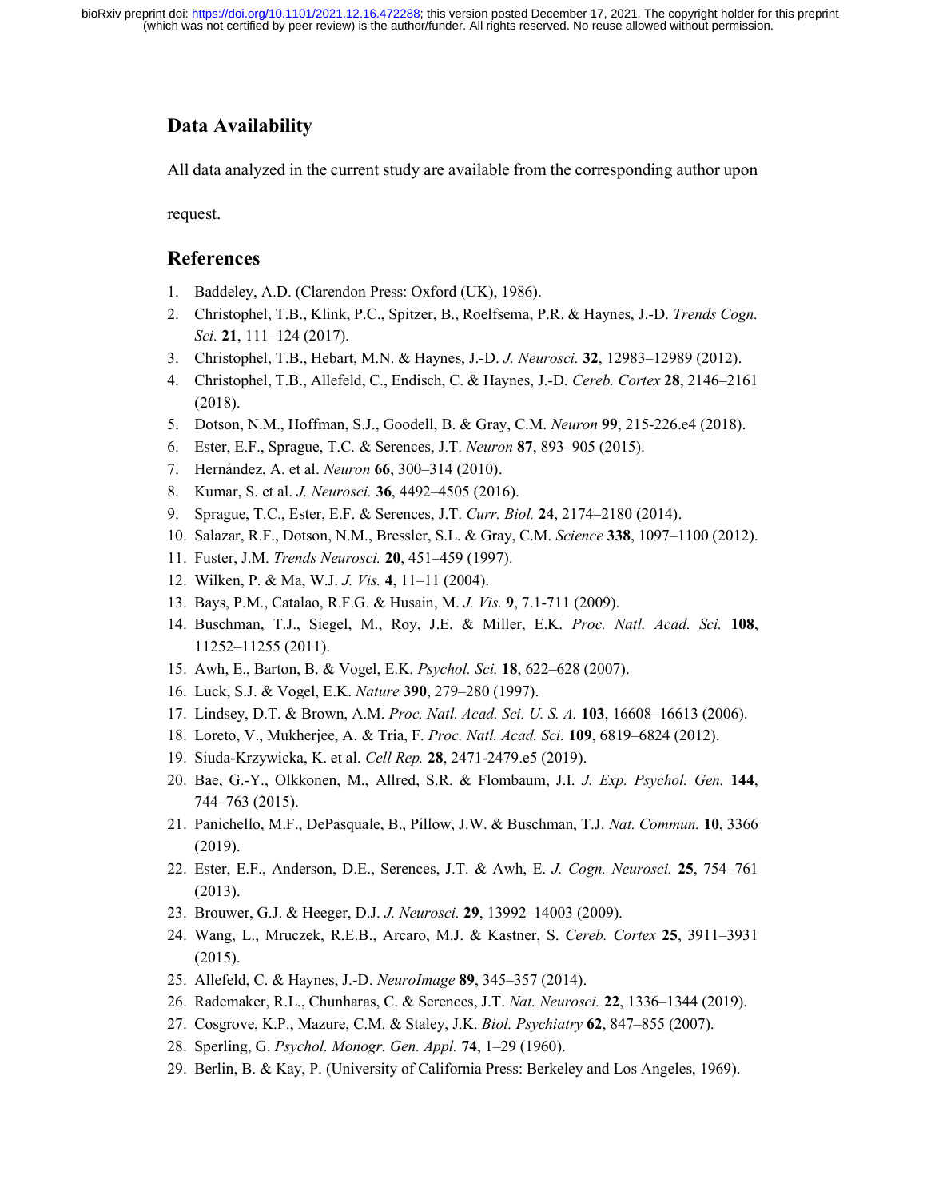## Data Availability

All data analyzed in the current study are available from the corresponding author upon request.

## References

1. Baddeley, A.D. (Clarendon Press: Oxford (UK), 1986).
2. Christophel, T.B., Klink, P.C., Spitzer, B., Roelfsema, P.R. & Haynes, J.-D. *Trends Cogn. Sci.* **21**, 111–124 (2017).
3. Christophel, T.B., Hebart, M.N. & Haynes, J.-D. *J. Neurosci.* **32**, 12983–12989 (2012).
4. Christophel, T.B., Allefeld, C., Endisch, C. & Haynes, J.-D. *Cereb. Cortex* **28**, 2146–2161 (2018).
5. Dotson, N.M., Hoffman, S.J., Goodell, B. & Gray, C.M. *Neuron* **99**, 215-226.e4 (2018).
6. Ester, E.F., Sprague, T.C. & Serences, J.T. *Neuron* **87**, 893–905 (2015).
7. Hernández, A. et al. *Neuron* **66**, 300–314 (2010).
8. Kumar, S. et al. *J. Neurosci.* **36**, 4492–4505 (2016).
9. Sprague, T.C., Ester, E.F. & Serences, J.T. *Curr. Biol.* **24**, 2174–2180 (2014).
10. Salazar, R.F., Dotson, N.M., Bressler, S.L. & Gray, C.M. *Science* **338**, 1097–1100 (2012).
11. Fuster, J.M. *Trends Neurosci.* **20**, 451–459 (1997).
12. Wilken, P. & Ma, W.J. *J. Vis.* **4**, 11–11 (2004).
13. Bays, P.M., Catalao, R.F.G. & Husain, M. *J. Vis.* **9**, 7.1-711 (2009).
14. Buschman, T.J., Siegel, M., Roy, J.E. & Miller, E.K. *Proc. Natl. Acad. Sci.* **108**, 11252–11255 (2011).
15. Awh, E., Barton, B. & Vogel, E.K. *Psychol. Sci.* **18**, 622–628 (2007).
16. Luck, S.J. & Vogel, E.K. *Nature* **390**, 279–280 (1997).
17. Lindsey, D.T. & Brown, A.M. *Proc. Natl. Acad. Sci. U. S. A.* **103**, 16608–16613 (2006).
18. Loreto, V., Mukherjee, A. & Tria, F. *Proc. Natl. Acad. Sci.* **109**, 6819–6824 (2012).
19. Siuda-Krzywicka, K. et al. *Cell Rep.* **28**, 2471-2479.e5 (2019).
20. Bae, G.-Y., Olkkonen, M., Allred, S.R. & Flombaum, J.I. *J. Exp. Psychol. Gen.* **144**, 744–763 (2015).
21. Panichello, M.F., DePasquale, B., Pillow, J.W. & Buschman, T.J. *Nat. Commun.* **10**, 3366 (2019).
22. Ester, E.F., Anderson, D.E., Serences, J.T. & Awh, E. *J. Cogn. Neurosci.* **25**, 754–761 (2013).
23. Brouwer, G.J. & Heeger, D.J. *J. Neurosci.* **29**, 13992–14003 (2009).
24. Wang, L., Mruczek, R.E.B., Arcaro, M.J. & Kastner, S. *Cereb. Cortex* **25**, 3911–3931 (2015).
25. Allefeld, C. & Haynes, J.-D. *NeuroImage* **89**, 345–357 (2014).
26. Rademaker, R.L., Chunharas, C. & Serences, J.T. *Nat. Neurosci.* **22**, 1336–1344 (2019).
27. Cosgrove, K.P., Mazure, C.M. & Staley, J.K. *Biol. Psychiatry* **62**, 847–855 (2007).
28. Sperling, G. *Psychol. Monogr. Gen. Appl.* **74**, 1–29 (1960).
29. Berlin, B. & Kay, P. (University of California Press: Berkeley and Los Angeles, 1969).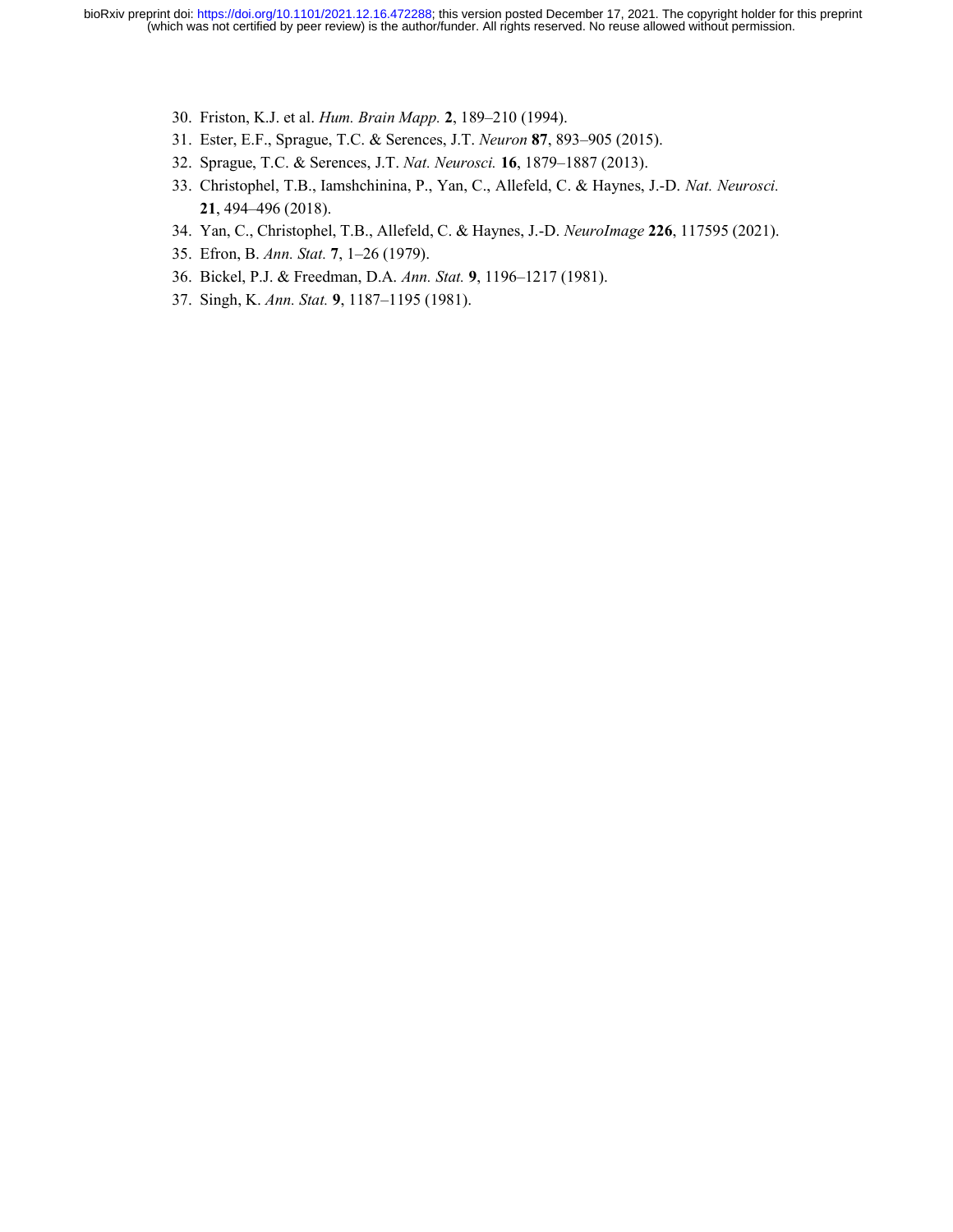30. Friston, K.J. et al. *Hum. Brain Mapp.* **2**, 189–210 (1994).
31. Ester, E.F., Sprague, T.C. & Serences, J.T. *Neuron* **87**, 893–905 (2015).
32. Sprague, T.C. & Serences, J.T. *Nat. Neurosci.* **16**, 1879–1887 (2013).
33. Christophel, T.B., Iamshchinina, P., Yan, C., Allefeld, C. & Haynes, J.-D. *Nat. Neurosci.* **21**, 494–496 (2018).
34. Yan, C., Christophel, T.B., Allefeld, C. & Haynes, J.-D. *NeuroImage* **226**, 117595 (2021).
35. Efron, B. *Ann. Stat.* **7**, 1–26 (1979).
36. Bickel, P.J. & Freedman, D.A. *Ann. Stat.* **9**, 1196–1217 (1981).
37. Singh, K. *Ann. Stat.* **9**, 1187–1195 (1981).